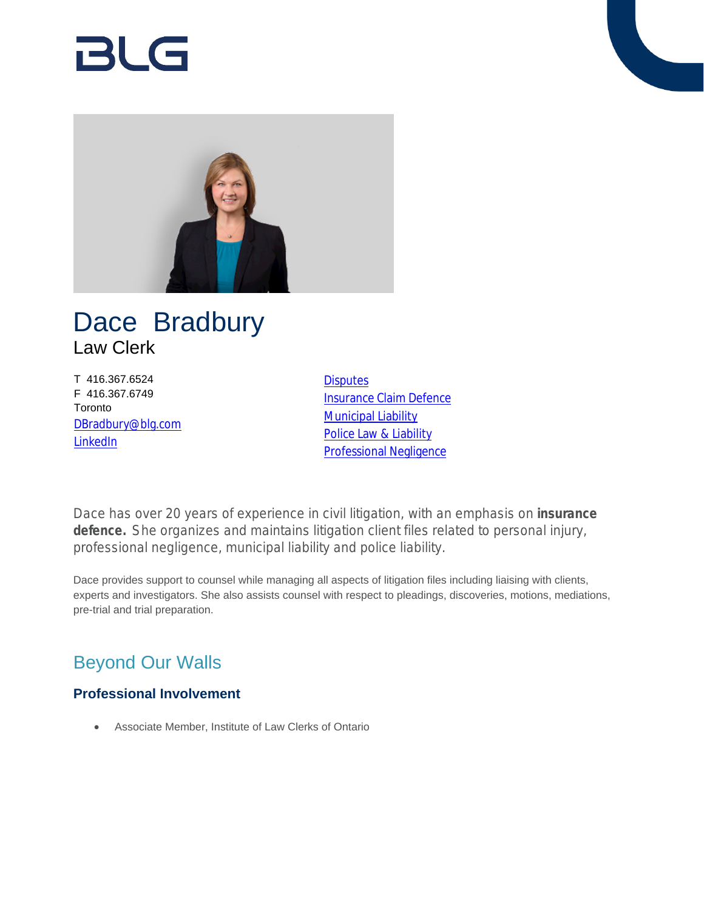BLG

# Dace Bradbury

Law Clerk

T 416.367.6524
F 416.367.6749
Toronto
DBradbury@blg.com
LinkedIn

Disputes
Insurance Claim Defence
Municipal Liability
Police Law & Liability
Professional Negligence

Dace has over 20 years of experience in civil litigation, with an emphasis on **insurance defence.** She organizes and maintains litigation client files related to personal injury, professional negligence, municipal liability and police liability.

Dace provides support to counsel while managing all aspects of litigation files including liaising with clients, experts and investigators. She also assists counsel with respect to pleadings, discoveries, motions, mediations, pre-trial and trial preparation.

## Beyond Our Walls

### Professional Involvement

- Associate Member, Institute of Law Clerks of Ontario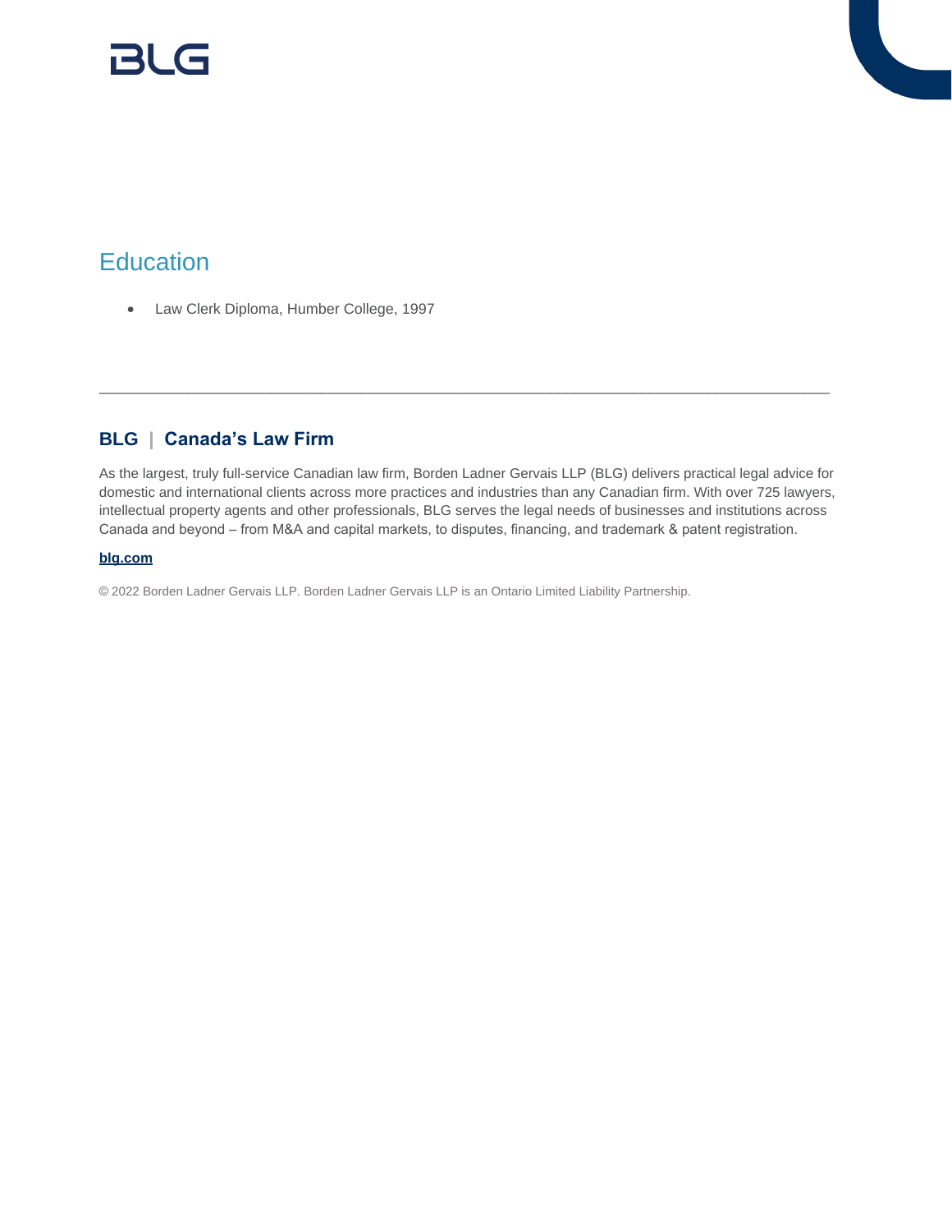## Education

- Law Clerk Diploma, Humber College, 1997

---

### BLG | Canada's Law Firm

As the largest, truly full-service Canadian law firm, Borden Ladner Gervais LLP (BLG) delivers practical legal advice for domestic and international clients across more practices and industries than any Canadian firm. With over 725 lawyers, intellectual property agents and other professionals, BLG serves the legal needs of businesses and institutions across Canada and beyond – from M&A and capital markets, to disputes, financing, and trademark & patent registration.

**blg.com**

© 2022 Borden Ladner Gervais LLP. Borden Ladner Gervais LLP is an Ontario Limited Liability Partnership.